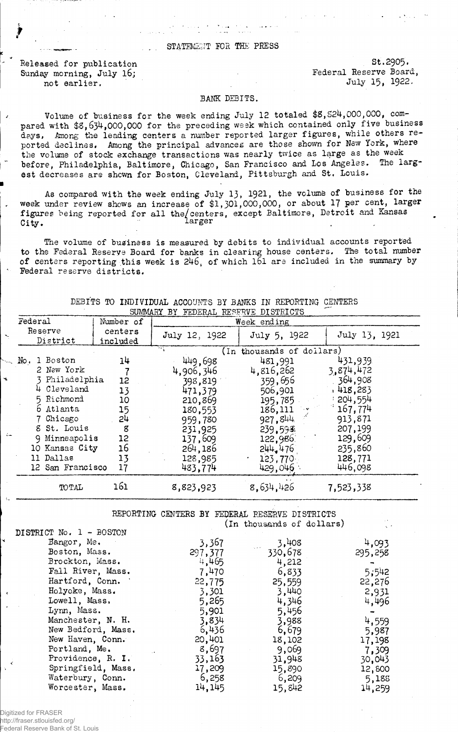STATEMENT FOR THE PRESS

Released for publication
Sunday morning, July 16;
not earlier.

St.2905.
Federal Reserve Board,
July 15, 1922.

## BANK DEBITS.

Volume of business for the week ending July 12 totaled $8,824,000,000, compared with $8,634,000,000 for the preceding week which contained only five business days. Among the leading centers a number reported larger figures, while others reported declines. Among the principal advances are those shown for New York, where the volume of stock exchange transactions was nearly twice as large as the week before, Philadelphia, Baltimore, Chicago, San Francisco and Los Angeles. The largest decreases are shown for Boston, Cleveland, Pittsburgh and St. Louis.

As compared with the week ending July 13, 1921, the volume of business for the week under review shows an increase of $1,301,000,000, or about 17 per cent, larger figures being reported for all the larger centers, except Baltimore, Detroit and Kansas City.

The volume of business is measured by debits to individual accounts reported to the Federal Reserve Board for banks in clearing house centers. The total number of centers reporting this week is 246, of which 161 are included in the summary by Federal reserve districts.

DEBITS TO INDIVIDUAL ACCOUNTS BY BANKS IN REPORTING CENTERS
SUMMARY BY FEDERAL RESERVE DISTRICTS

| Federal Reserve District | Number of centers included | Week ending July 12, 1922 | July 5, 1922 | July 13, 1921 |
|---|---|---|---|---|
| | | (In thousands of dollars) | | |
| No. 1 Boston | 14 | 449,698 | 481,991 | 431,939 |
| 2 New York | 7 | 4,906,346 | 4,816,262 | 3,874,472 |
| 3 Philadelphia | 12 | 398,819 | 359,656 | 364,908 |
| 4 Cleveland | 13 | 471,379 | 506,901 | 418,283 |
| 5 Richmond | 10 | 210,869 | 195,785 | 204,554 |
| 6 Atlanta | 15 | 180,553 | 186,111 | 167,774 |
| 7 Chicago | 24 | 959,780 | 927,844 | 913,871 |
| 8 St. Louis | 8 | 231,925 | 239,598 | 207,199 |
| 9 Minneapolis | 12 | 137,609 | 122,986 | 129,609 |
| 10 Kansas City | 16 | 264,186 | 244,476 | 235,860 |
| 11 Dallas | 13 | 128,985 | 123,770 | 128,771 |
| 12 San Francisco | 17 | 483,774 | 429,046 | 446,098 |
| TOTAL | 161 | 8,823,923 | 8,634,426 | 7,523,338 |

REPORTING CENTERS BY FEDERAL RESERVE DISTRICTS
(In thousands of dollars)

| DISTRICT No. 1 - BOSTON | July 12, 1922 | July 5, 1922 | July 13, 1921 |
|---|---|---|---|
| Bangor, Me. | 3,367 | 3,408 | 4,093 |
| Boston, Mass. | 297,377 | 330,678 | 295,258 |
| Brockton, Mass. | 4,465 | 4,212 | - |
| Fall River, Mass. | 7,470 | 6,833 | 5,542 |
| Hartford, Conn. | 22,775 | 25,559 | 22,276 |
| Holyoke, Mass. | 3,301 | 3,440 | 2,931 |
| Lowell, Mass. | 5,265 | 4,346 | 4,496 |
| Lynn, Mass. | 5,901 | 5,456 | - |
| Manchester, N. H. | 3,834 | 3,988 | 4,559 |
| New Bedford, Mass. | 6,436 | 6,679 | 5,987 |
| New Haven, Conn. | 20,401 | 18,102 | 17,198 |
| Portland, Me. | 8,697 | 9,069 | 7,309 |
| Providence, R. I. | 33,163 | 31,948 | 30,043 |
| Springfield, Mass. | 17,209 | 15,890 | 12,800 |
| Waterbury, Conn. | 6,258 | 6,209 | 5,188 |
| Worcester, Mass. | 14,145 | 15,842 | 14,259 |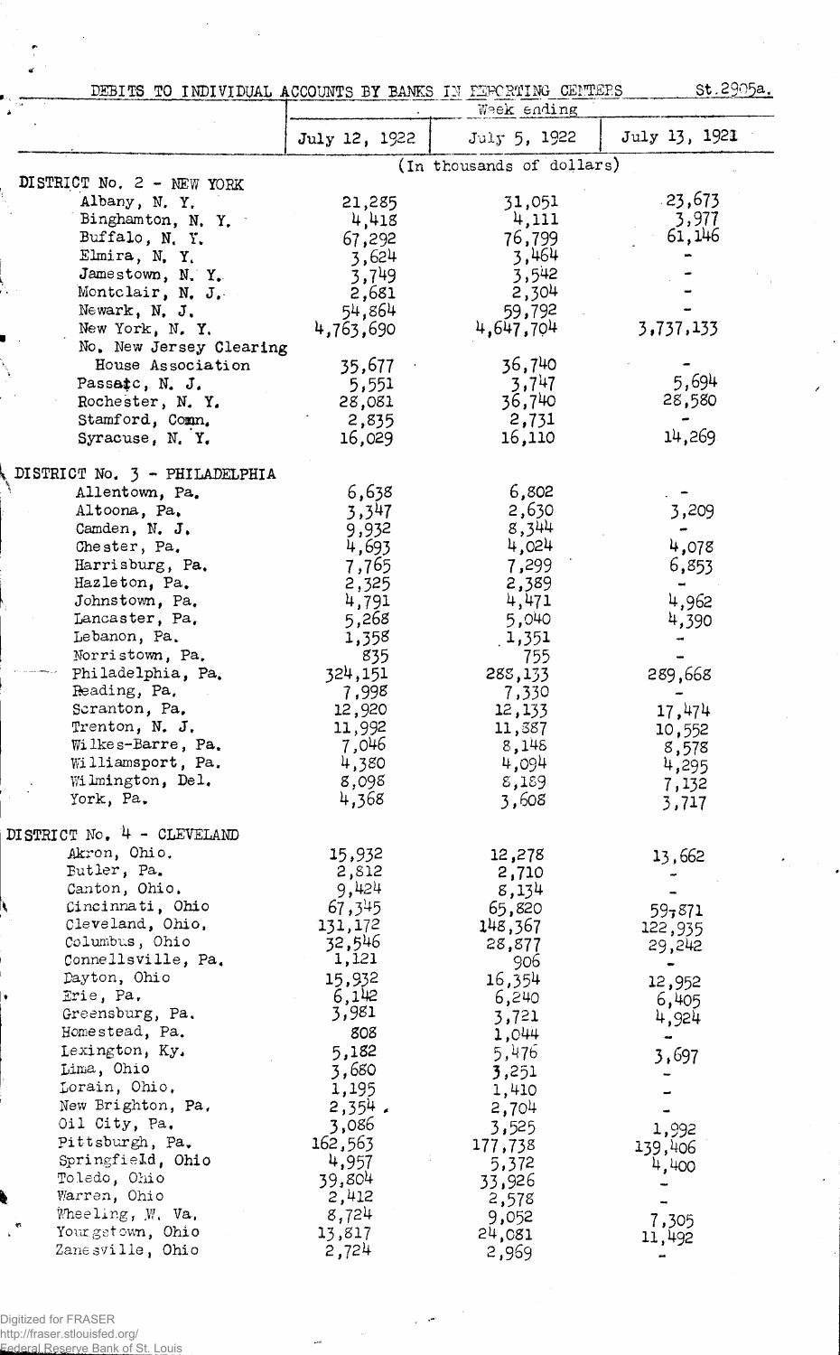DEBITS TO INDIVIDUAL ACCOUNTS BY BANKS IN REPORTING CENTERS St.2905a.

| | Week ending | | |
|---|---|---|---|
| | July 12, 1922 | July 5, 1922 | July 13, 1921 |
| | (In thousands of dollars) | | |
| DISTRICT No. 2 - NEW YORK | | | |
| Albany, N. Y. | 21,285 | 31,051 | 23,673 |
| Binghamton, N. Y. | 4,418 | 4,111 | 3,977 |
| Buffalo, N. Y. | 67,292 | 76,799 | 61,146 |
| Elmira, N. Y. | 3,624 | 3,464 | - |
| Jamestown, N. Y. | 3,749 | 3,542 | - |
| Montclair, N. J. | 2,681 | 2,304 | - |
| Newark, N. J. | 54,864 | 59,792 | - |
| New York, N. Y. | 4,763,690 | 4,647,704 | 3,737,133 |
| No. New Jersey Clearing House Association | 35,677 | 36,740 | - |
| Passaic, N. J. | 5,551 | 3,747 | 5,694 |
| Rochester, N. Y. | 28,081 | 36,740 | 28,580 |
| Stamford, Conn. | 2,835 | 2,731 | - |
| Syracuse, N. Y. | 16,029 | 16,110 | 14,269 |
| DISTRICT No. 3 - PHILADELPHIA | | | |
| Allentown, Pa. | 6,638 | 6,802 | - |
| Altoona, Pa. | 3,347 | 2,630 | 3,209 |
| Camden, N. J. | 9,932 | 8,344 | - |
| Chester, Pa. | 4,693 | 4,024 | 4,078 |
| Harrisburg, Pa. | 7,765 | 7,299 | 6,853 |
| Hazleton, Pa. | 2,325 | 2,389 | - |
| Johnstown, Pa. | 4,791 | 4,471 | 4,962 |
| Lancaster, Pa. | 5,268 | 5,040 | 4,390 |
| Lebanon, Pa. | 1,358 | 1,351 | - |
| Norristown, Pa. | 835 | 755 | - |
| Philadelphia, Pa. | 324,151 | 288,133 | 289,668 |
| Reading, Pa. | 7,998 | 7,330 | - |
| Scranton, Pa. | 12,920 | 12,133 | 17,474 |
| Trenton, N. J. | 11,992 | 11,387 | 10,552 |
| Wilkes-Barre, Pa. | 7,046 | 8,148 | 8,578 |
| Williamsport, Pa. | 4,380 | 4,094 | 4,295 |
| Wilmington, Del. | 8,098 | 8,189 | 7,132 |
| York, Pa. | 4,368 | 3,608 | 3,717 |
| DISTRICT No. 4 - CLEVELAND | | | |
| Akron, Ohio. | 15,932 | 12,278 | 13,662 |
| Butler, Pa. | 2,812 | 2,710 | - |
| Canton, Ohio. | 9,424 | 8,134 | - |
| Cincinnati, Ohio | 67,345 | 65,820 | 59,871 |
| Cleveland, Ohio. | 131,172 | 148,367 | 122,935 |
| Columbus, Ohio | 32,546 | 28,877 | 29,242 |
| Connellsville, Pa. | 1,121 | 906 | - |
| Dayton, Ohio | 15,932 | 16,354 | 12,952 |
| Erie, Pa. | 6,142 | 6,240 | 6,405 |
| Greensburg, Pa. | 3,981 | 3,721 | 4,924 |
| Homestead, Pa. | 808 | 1,044 | - |
| Lexington, Ky. | 5,182 | 5,476 | 3,697 |
| Lima, Ohio | 3,680 | 3,251 | - |
| Lorain, Ohio. | 1,195 | 1,410 | - |
| New Brighton, Pa. | 2,354 | 2,704 | - |
| Oil City, Pa. | 3,086 | 3,525 | 1,992 |
| Pittsburgh, Pa. | 162,563 | 177,738 | 139,406 |
| Springfield, Ohio | 4,957 | 5,372 | 4,400 |
| Toledo, Ohio | 39,804 | 33,926 | - |
| Warren, Ohio | 2,412 | 2,578 | - |
| Wheeling, W. Va. | 8,724 | 9,052 | 7,305 |
| Youngstown, Ohio | 13,817 | 24,081 | 11,492 |
| Zanesville, Ohio | 2,724 | 2,969 | - |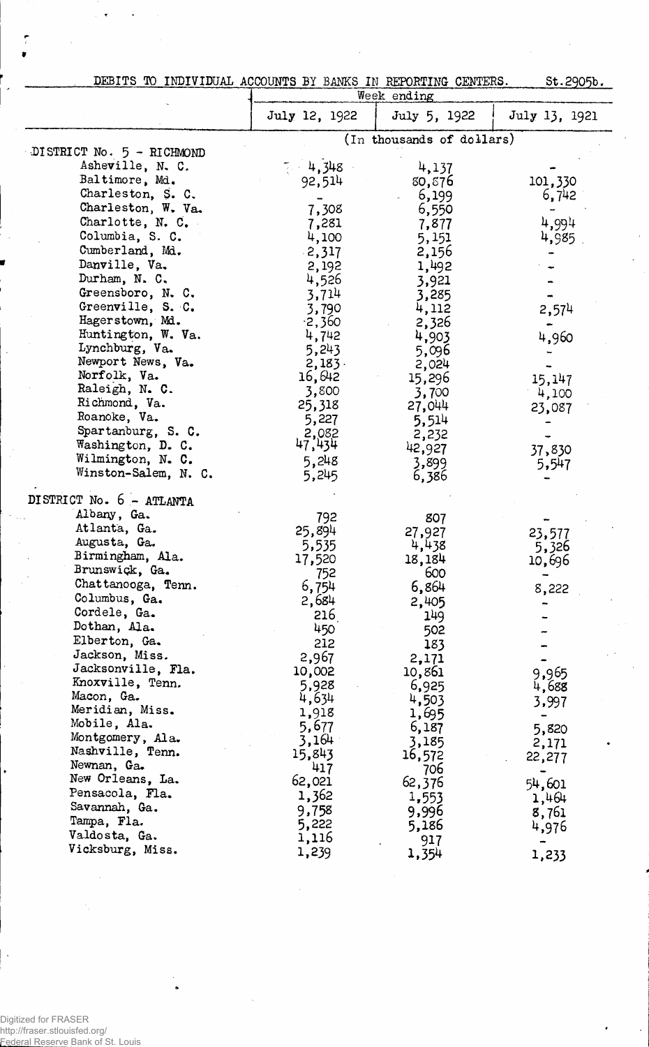DEBITS TO INDIVIDUAL ACCOUNTS BY BANKS IN REPORTING CENTERS. St.2905b.

| | Week ending | | |
|---|---|---|---|
| | July 12, 1922 | July 5, 1922 | July 13, 1921 |
| | (In thousands of dollars) | | |
| DISTRICT No. 5 - RICHMOND | | | |
| Asheville, N. C. | 4,348 | 4,137 | - |
| Baltimore, Md. | 92,514 | 80,876 | 101,330 |
| Charleston, S. C. | - | 6,199 | 6,742 |
| Charleston, W. Va. | 7,308 | 6,550 | - |
| Charlotte, N. C. | 7,281 | 7,877 | 4,994 |
| Columbia, S. C. | 4,100 | 5,151 | 4,985 |
| Cumberland, Md. | 2,317 | 2,156 | - |
| Danville, Va. | 2,192 | 1,492 | - |
| Durham, N. C. | 4,526 | 3,921 | - |
| Greensboro, N. C. | 3,714 | 3,285 | - |
| Greenville, S. C. | 3,790 | 4,112 | 2,574 |
| Hagerstown, Md. | 2,360 | 2,326 | - |
| Huntington, W. Va. | 4,742 | 4,903 | 4,960 |
| Lynchburg, Va. | 5,243 | 5,096 | - |
| Newport News, Va. | 2,183 | 2,024 | - |
| Norfolk, Va. | 16,642 | 15,296 | 15,147 |
| Raleigh, N. C. | 3,800 | 3,700 | 4,100 |
| Richmond, Va. | 25,318 | 27,044 | 23,087 |
| Roanoke, Va. | 5,227 | 5,514 | - |
| Spartanburg, S. C. | 2,082 | 2,232 | - |
| Washington, D. C. | 47,434 | 42,927 | 37,830 |
| Wilmington, N. C. | 5,248 | 3,899 | 5,547 |
| Winston-Salem, N. C. | 5,245 | 6,386 | - |
| DISTRICT No. 6 - ATLANTA | | | |
| Albany, Ga. | 792 | 807 | - |
| Atlanta, Ga. | 25,894 | 27,927 | 23,577 |
| Augusta, Ga. | 5,535 | 4,438 | 5,326 |
| Birmingham, Ala. | 17,520 | 18,184 | 10,696 |
| Brunswick, Ga. | 752 | 600 | - |
| Chattanooga, Tenn. | 6,754 | 6,864 | 8,222 |
| Columbus, Ga. | 2,684 | 2,405 | - |
| Cordele, Ga. | 216 | 149 | - |
| Dothan, Ala. | 450 | 502 | - |
| Elberton, Ga. | 212 | 183 | - |
| Jackson, Miss. | 2,967 | 2,171 | - |
| Jacksonville, Fla. | 10,002 | 10,861 | 9,965 |
| Knoxville, Tenn. | 5,928 | 6,925 | 4,688 |
| Macon, Ga. | 4,634 | 4,503 | 3,997 |
| Meridian, Miss. | 1,918 | 1,695 | - |
| Mobile, Ala. | 5,677 | 6,187 | 5,820 |
| Montgomery, Ala. | 3,164 | 3,185 | 2,171 |
| Nashville, Tenn. | 15,843 | 16,572 | 22,277 |
| Newnan, Ga. | 417 | 706 | - |
| New Orleans, La. | 62,021 | 62,376 | 54,601 |
| Pensacola, Fla. | 1,362 | 1,553 | 1,464 |
| Savannah, Ga. | 9,758 | 9,996 | 8,761 |
| Tampa, Fla. | 5,222 | 5,186 | 4,976 |
| Valdosta, Ga. | 1,116 | 917 | - |
| Vicksburg, Miss. | 1,239 | 1,354 | 1,233 |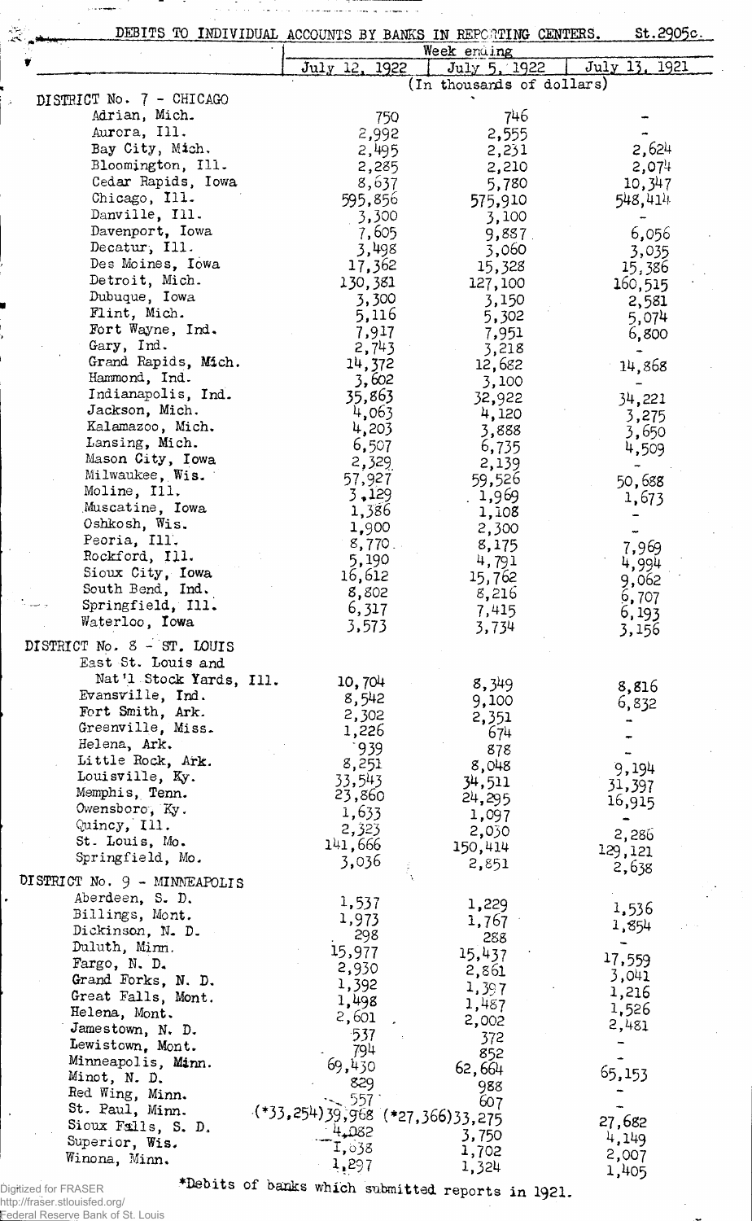DEBITS TO INDIVIDUAL ACCOUNTS BY BANKS IN REPORTING CENTERS. St.2905c.

| | Week ending | | |
|---|---|---|---|
| | July 12, 1922 | July 5, 1922 | July 13, 1921 |
| | (In thousands of dollars) | | |
| DISTRICT No. 7 - CHICAGO | | | |
| Adrian, Mich. | 750 | 746 | - |
| Aurora, Ill. | 2,992 | 2,555 | - |
| Bay City, Mich. | 2,495 | 2,231 | 2,624 |
| Bloomington, Ill. | 2,285 | 2,210 | 2,074 |
| Cedar Rapids, Iowa | 8,637 | 5,780 | 10,347 |
| Chicago, Ill. | 595,856 | 575,910 | 548,414 |
| Danville, Ill. | 3,300 | 3,100 | - |
| Davenport, Iowa | 7,605 | 9,887 | 6,056 |
| Decatur, Ill. | 3,498 | 3,060 | 3,035 |
| Des Moines, Iowa | 17,362 | 15,328 | 15,386 |
| Detroit, Mich. | 130,381 | 127,100 | 160,515 |
| Dubuque, Iowa | 3,300 | 3,150 | 2,581 |
| Flint, Mich. | 5,116 | 5,302 | 5,074 |
| Fort Wayne, Ind. | 7,917 | 7,951 | 6,800 |
| Gary, Ind. | 2,743 | 3,218 | - |
| Grand Rapids, Mich. | 14,372 | 12,682 | 14,868 |
| Hammond, Ind. | 3,602 | 3,100 | - |
| Indianapolis, Ind. | 35,863 | 32,922 | 34,221 |
| Jackson, Mich. | 4,063 | 4,120 | 3,275 |
| Kalamazoo, Mich. | 4,203 | 3,888 | 3,650 |
| Lansing, Mich. | 6,507 | 6,735 | 4,509 |
| Mason City, Iowa | 2,329 | 2,139 | - |
| Milwaukee, Wis. | 57,927 | 59,526 | 50,688 |
| Moline, Ill. | 3,129 | 1,969 | 1,673 |
| Muscatine, Iowa | 1,386 | 1,108 | - |
| Oshkosh, Wis. | 1,900 | 2,300 | - |
| Peoria, Ill. | 8,770 | 8,175 | 7,969 |
| Rockford, Ill. | 5,190 | 4,791 | 4,994 |
| Sioux City, Iowa | 16,612 | 15,762 | 9,062 |
| South Bend, Ind. | 8,802 | 8,216 | 6,707 |
| Springfield, Ill. | 6,317 | 7,415 | 6,193 |
| Waterloo, Iowa | 3,573 | 3,734 | 3,156 |
| DISTRICT No. 8 - ST. LOUIS | | | |
| East St. Louis and Nat'l Stock Yards, Ill. | 10,704 | 8,349 | 8,816 |
| Evansville, Ind. | 8,542 | 9,100 | 6,832 |
| Fort Smith, Ark. | 2,302 | 2,351 | - |
| Greenville, Miss. | 1,226 | 674 | - |
| Helena, Ark. | 939 | 878 | - |
| Little Rock, Ark. | 8,251 | 8,048 | 9,194 |
| Louisville, Ky. | 33,543 | 34,511 | 31,397 |
| Memphis, Tenn. | 23,860 | 24,295 | 16,915 |
| Owensboro, Ky. | 1,633 | 1,097 | - |
| Quincy, Ill. | 2,323 | 2,030 | 2,286 |
| St. Louis, Mo. | 141,666 | 150,414 | 129,121 |
| Springfield, Mo. | 3,036 | 2,851 | 2,638 |
| DISTRICT No. 9 - MINNEAPOLIS | | | |
| Aberdeen, S. D. | 1,537 | 1,229 | 1,536 |
| Billings, Mont. | 1,973 | 1,767 | 1,854 |
| Dickinson, N. D. | 298 | 288 | - |
| Duluth, Minn. | 15,977 | 15,437 | 17,559 |
| Fargo, N. D. | 2,930 | 2,861 | 3,041 |
| Grand Forks, N. D. | 1,392 | 1,397 | 1,216 |
| Great Falls, Mont. | 1,498 | 1,487 | 1,526 |
| Helena, Mont. | 2,601 | 2,002 | 2,481 |
| Jamestown, N. D. | 537 | 372 | - |
| Lewistown, Mont. | 794 | 852 | - |
| Minneapolis, Minn. | 69,430 | 62,664 | 65,153 |
| Minot, N. D. | 829 | 988 | - |
| Red Wing, Minn. | 557 | 607 | - |
| St. Paul, Minn. | (*33,254) 39,968 | (*27,366) 33,275 | 27,682 |
| Sioux Falls, S. D. | 4,082 | 3,750 | 4,149 |
| Superior, Wis. | 1,638 | 1,702 | 2,007 |
| Winona, Minn. | 1,297 | 1,324 | 1,405 |

*Debits of banks which submitted reports in 1921.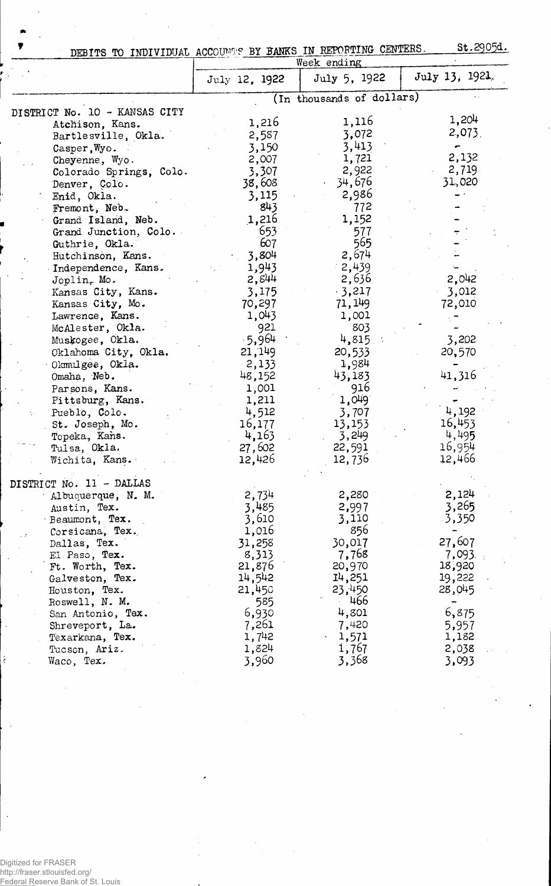DEBITS TO INDIVIDUAL ACCOUNTS BY BANKS IN REPORTING CENTERS. St.2905d.

| | Week ending | | |
|---|---|---|---|
| | July 12, 1922 | July 5, 1922 | July 13, 1921 |
| | (In thousands of dollars) | | |
| **DISTRICT No. 10 - KANSAS CITY** | | | |
| Atchison, Kans. | 1,216 | 1,116 | 1,204 |
| Bartlesville, Okla. | 2,587 | 3,072 | 2,073 |
| Casper, Wyo. | 3,150 | 3,413 | - |
| Cheyenne, Wyo. | 2,007 | 1,721 | 2,132 |
| Colorado Springs, Colo. | 3,307 | 2,922 | 2,719 |
| Denver, Colo. | 38,608 | 34,676 | 31,020 |
| Enid, Okla. | 3,115 | 2,986 | - |
| Fremont, Neb. | 843 | 772 | - |
| Grand Island, Neb. | 1,216 | 1,152 | - |
| Grand Junction, Colo. | 653 | 577 | - |
| Guthrie, Okla. | 607 | 565 | - |
| Hutchinson, Kans. | 3,804 | 2,674 | - |
| Independence, Kans. | 1,943 | 2,439 | - |
| Joplin, Mo. | 2,844 | 2,636 | 2,042 |
| Kansas City, Kans. | 3,175 | 3,217 | 3,012 |
| Kansas City, Mo. | 70,297 | 71,149 | 72,010 |
| Lawrence, Kans. | 1,043 | 1,001 | - |
| McAlester, Okla. | 921 | 803 | - |
| Muskogee, Okla. | 5,964 | 4,815 | 3,202 |
| Oklahoma City, Okla. | 21,149 | 20,533 | 20,570 |
| Okmulgee, Okla. | 2,133 | 1,984 | - |
| Omaha, Neb. | 48,152 | 43,183 | 41,316 |
| Parsons, Kans. | 1,001 | 916 | - |
| Pittsburg, Kans. | 1,211 | 1,049 | - |
| Pueblo, Colo. | 4,512 | 3,707 | 4,192 |
| St. Joseph, Mo. | 16,177 | 13,153 | 16,453 |
| Topeka, Kans. | 4,163 | 3,249 | 4,495 |
| Tulsa, Okla. | 27,602 | 22,591 | 16,954 |
| Wichita, Kans. | 12,426 | 12,736 | 12,466 |
| **DISTRICT No. 11 - DALLAS** | | | |
| Albuquerque, N. M. | 2,734 | 2,280 | 2,124 |
| Austin, Tex. | 3,485 | 2,997 | 3,265 |
| Beaumont, Tex. | 3,610 | 3,110 | 3,350 |
| Corsicana, Tex. | 1,016 | 856 | - |
| Dallas, Tex. | 31,258 | 30,017 | 27,607 |
| El Paso, Tex. | 8,313 | 7,768 | 7,093 |
| Ft. Worth, Tex. | 21,876 | 20,970 | 18,920 |
| Galveston, Tex. | 14,542 | 14,251 | 19,222 |
| Houston, Tex. | 21,450 | 23,450 | 28,045 |
| Roswell, N. M. | 585 | 466 | - |
| San Antonio, Tex. | 6,930 | 4,801 | 6,875 |
| Shreveport, La. | 7,261 | 7,420 | 5,957 |
| Texarkana, Tex. | 1,742 | 1,571 | 1,182 |
| Tucson, Ariz. | 1,824 | 1,767 | 2,038 |
| Waco, Tex. | 3,960 | 3,368 | 3,093 |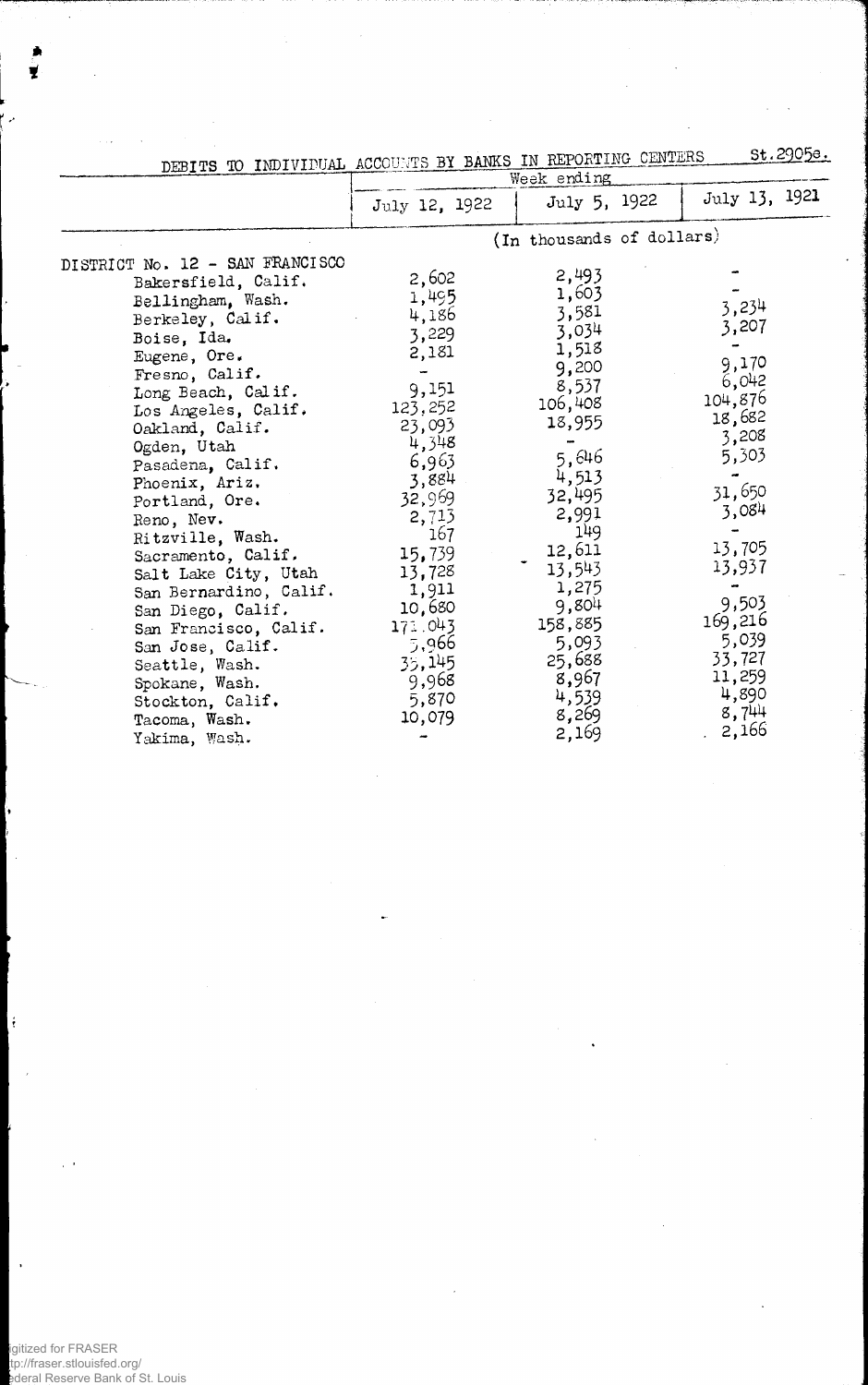DEBITS TO INDIVIDUAL ACCOUNTS BY BANKS IN REPORTING CENTERS St.2905e.

| | Week ending | | |
|---|---|---|---|
| | July 12, 1922 | July 5, 1922 | July 13, 1921 |
| | (In thousands of dollars) | | |
| DISTRICT No. 12 - SAN FRANCISCO | | | |
| Bakersfield, Calif. | 2,602 | 2,493 | - |
| Bellingham, Wash. | 1,495 | 1,603 | - |
| Berkeley, Calif. | 4,186 | 3,581 | 3,234 |
| Boise, Ida. | 3,229 | 3,034 | 3,207 |
| Eugene, Ore. | 2,181 | 1,518 | - |
| Fresno, Calif. | - | 9,200 | 9,170 |
| Long Beach, Calif. | 9,151 | 8,537 | 6,042 |
| Los Angeles, Calif. | 123,252 | 106,408 | 104,876 |
| Oakland, Calif. | 23,093 | 18,955 | 18,682 |
| Ogden, Utah | 4,348 | - | 3,208 |
| Pasadena, Calif. | 6,963 | 5,646 | 5,303 |
| Phoenix, Ariz. | 3,884 | 4,513 | - |
| Portland, Ore. | 32,969 | 32,495 | 31,650 |
| Reno, Nev. | 2,713 | 2,991 | 3,084 |
| Ritzville, Wash. | 167 | 149 | - |
| Sacramento, Calif. | 15,739 | 12,611 | 13,705 |
| Salt Lake City, Utah | 13,728 | 13,543 | 13,937 |
| San Bernardino, Calif. | 1,911 | 1,275 | - |
| San Diego, Calif. | 10,680 | 9,804 | 9,503 |
| San Francisco, Calif. | 171,043 | 158,885 | 169,216 |
| San Jose, Calif. | 5,966 | 5,093 | 5,039 |
| Seattle, Wash. | 35,145 | 25,688 | 33,727 |
| Spokane, Wash. | 9,968 | 8,967 | 11,259 |
| Stockton, Calif. | 5,870 | 4,539 | 4,890 |
| Tacoma, Wash. | 10,079 | 8,269 | 8,744 |
| Yakima, Wash. | - | 2,169 | 2,166 |